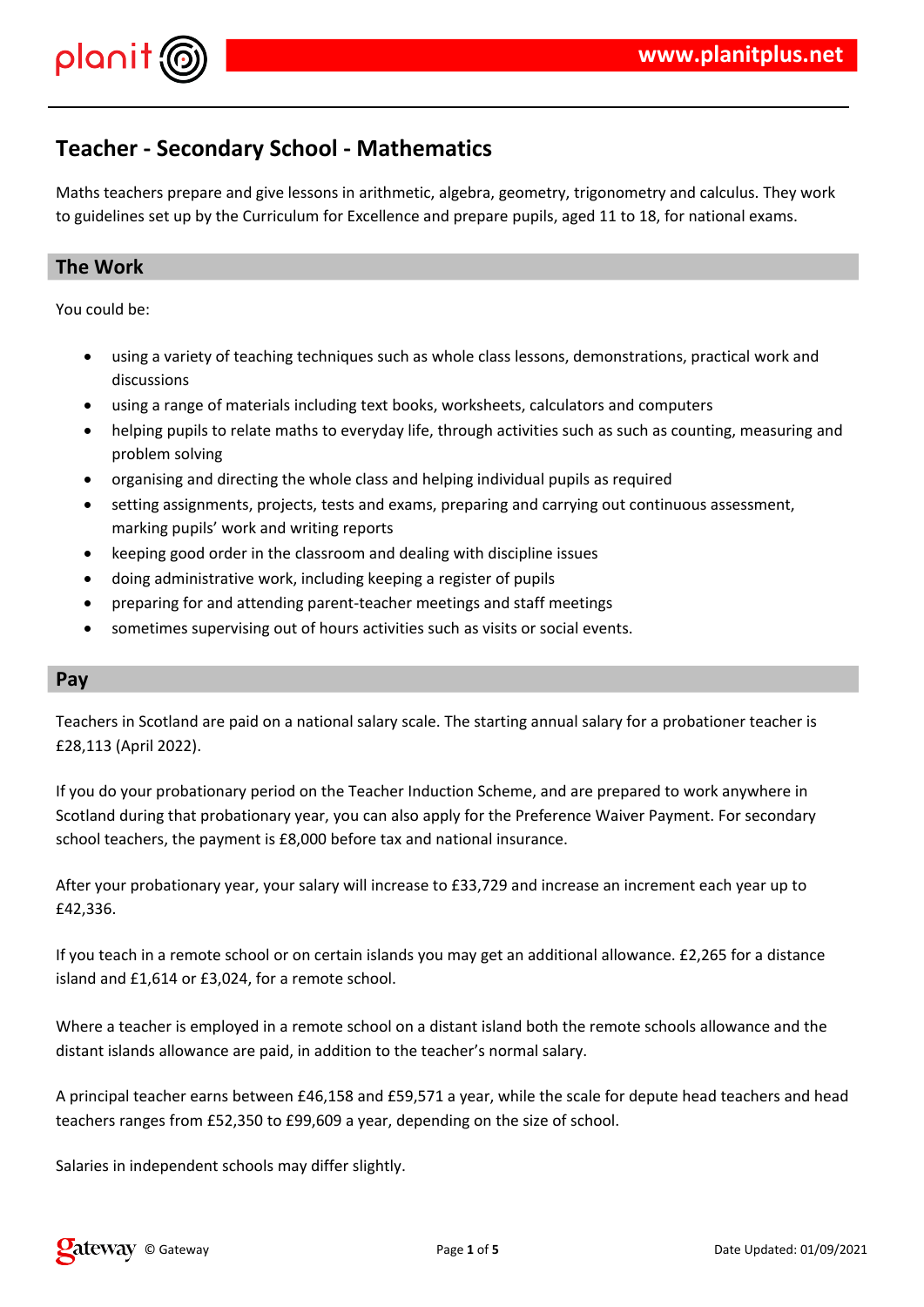# Teacher - Secondary School - Mathematics

Maths teachers prepare and give lessons in arithmetic, algebra, geometry, trigonometry and calculus. They work to guidelines set up by the Curriculum for Excellence and prepare pupils, aged 11 to 18, for national exams.

## The Work

You could be:

- using a variety of teaching techniques such as whole class lessons, demonstrations, practical work and discussions
- using a range of materials including text books, worksheets, calculators and computers
- helping pupils to relate maths to everyday life, through activities such as such as counting, measuring and problem solving
- organising and directing the whole class and helping individual pupils as required
- setting assignments, projects, tests and exams, preparing and carrying out continuous assessment, marking pupils' work and writing reports
- keeping good order in the classroom and dealing with discipline issues
- doing administrative work, including keeping a register of pupils
- preparing for and attending parent-teacher meetings and staff meetings
- sometimes supervising out of hours activities such as visits or social events.

## Pay

Teachers in Scotland are paid on a national salary scale. The starting annual salary for a probationer teacher is £28,113 (April 2022).

If you do your probationary period on the Teacher Induction Scheme, and are prepared to work anywhere in Scotland during that probationary year, you can also apply for the Preference Waiver Payment. For secondary school teachers, the payment is £8,000 before tax and national insurance.

After your probationary year, your salary will increase to £33,729 and increase an increment each year up to £42,336.

If you teach in a remote school or on certain islands you may get an additional allowance. £2,265 for a distance island and £1,614 or £3,024, for a remote school.

Where a teacher is employed in a remote school on a distant island both the remote schools allowance and the distant islands allowance are paid, in addition to the teacher's normal salary.

A principal teacher earns between £46,158 and £59,571 a year, while the scale for depute head teachers and head teachers ranges from £52,350 to £99,609 a year, depending on the size of school.

Salaries in independent schools may differ slightly.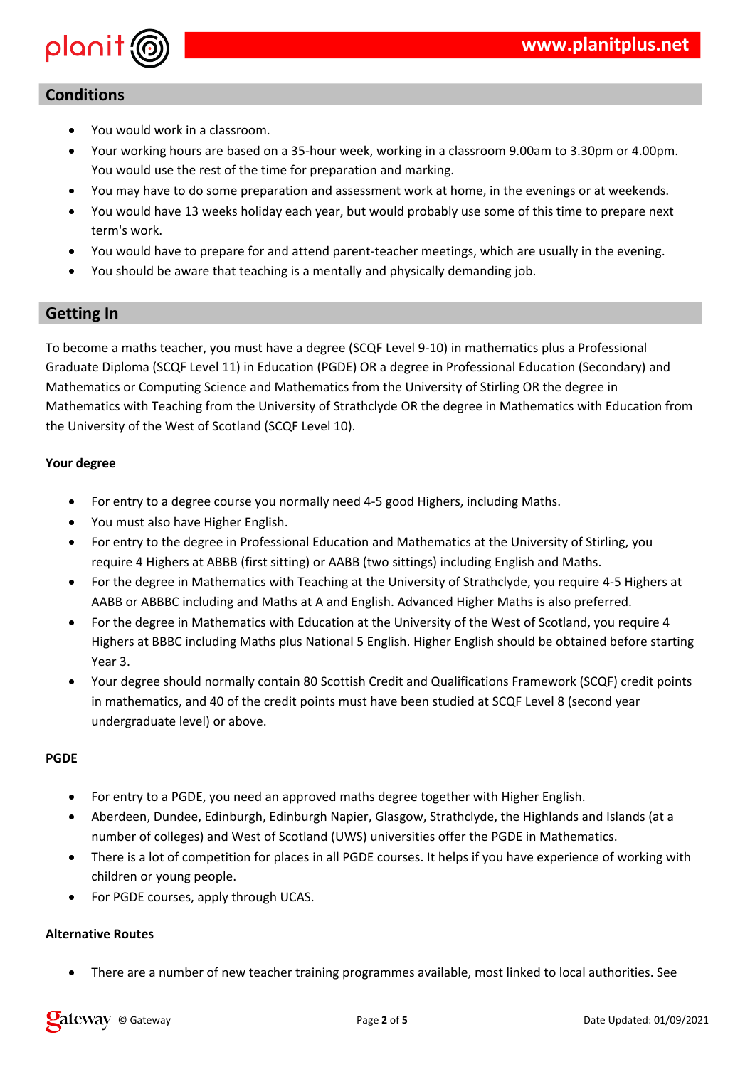## Conditions

- You would work in a classroom.
- Your working hours are based on a 35-hour week, working in a classroom 9.00am to 3.30pm or 4.00pm. You would use the rest of the time for preparation and marking.
- You may have to do some preparation and assessment work at home, in the evenings or at weekends.
- You would have 13 weeks holiday each year, but would probably use some of this time to prepare next term's work.
- You would have to prepare for and attend parent-teacher meetings, which are usually in the evening.
- You should be aware that teaching is a mentally and physically demanding job.

## Getting In

To become a maths teacher, you must have a degree (SCQF Level 9-10) in mathematics plus a Professional Graduate Diploma (SCQF Level 11) in Education (PGDE) OR a degree in Professional Education (Secondary) and Mathematics or Computing Science and Mathematics from the University of Stirling OR the degree in Mathematics with Teaching from the University of Strathclyde OR the degree in Mathematics with Education from the University of the West of Scotland (SCQF Level 10).

**Your degree**

- For entry to a degree course you normally need 4-5 good Highers, including Maths.
- You must also have Higher English.
- For entry to the degree in Professional Education and Mathematics at the University of Stirling, you require 4 Highers at ABBB (first sitting) or AABB (two sittings) including English and Maths.
- For the degree in Mathematics with Teaching at the University of Strathclyde, you require 4-5 Highers at AABB or ABBBC including and Maths at A and English. Advanced Higher Maths is also preferred.
- For the degree in Mathematics with Education at the University of the West of Scotland, you require 4 Highers at BBBC including Maths plus National 5 English. Higher English should be obtained before starting Year 3.
- Your degree should normally contain 80 Scottish Credit and Qualifications Framework (SCQF) credit points in mathematics, and 40 of the credit points must have been studied at SCQF Level 8 (second year undergraduate level) or above.

**PGDE**

- For entry to a PGDE, you need an approved maths degree together with Higher English.
- Aberdeen, Dundee, Edinburgh, Edinburgh Napier, Glasgow, Strathclyde, the Highlands and Islands (at a number of colleges) and West of Scotland (UWS) universities offer the PGDE in Mathematics.
- There is a lot of competition for places in all PGDE courses. It helps if you have experience of working with children or young people.
- For PGDE courses, apply through UCAS.

**Alternative Routes**

- There are a number of new teacher training programmes available, most linked to local authorities. See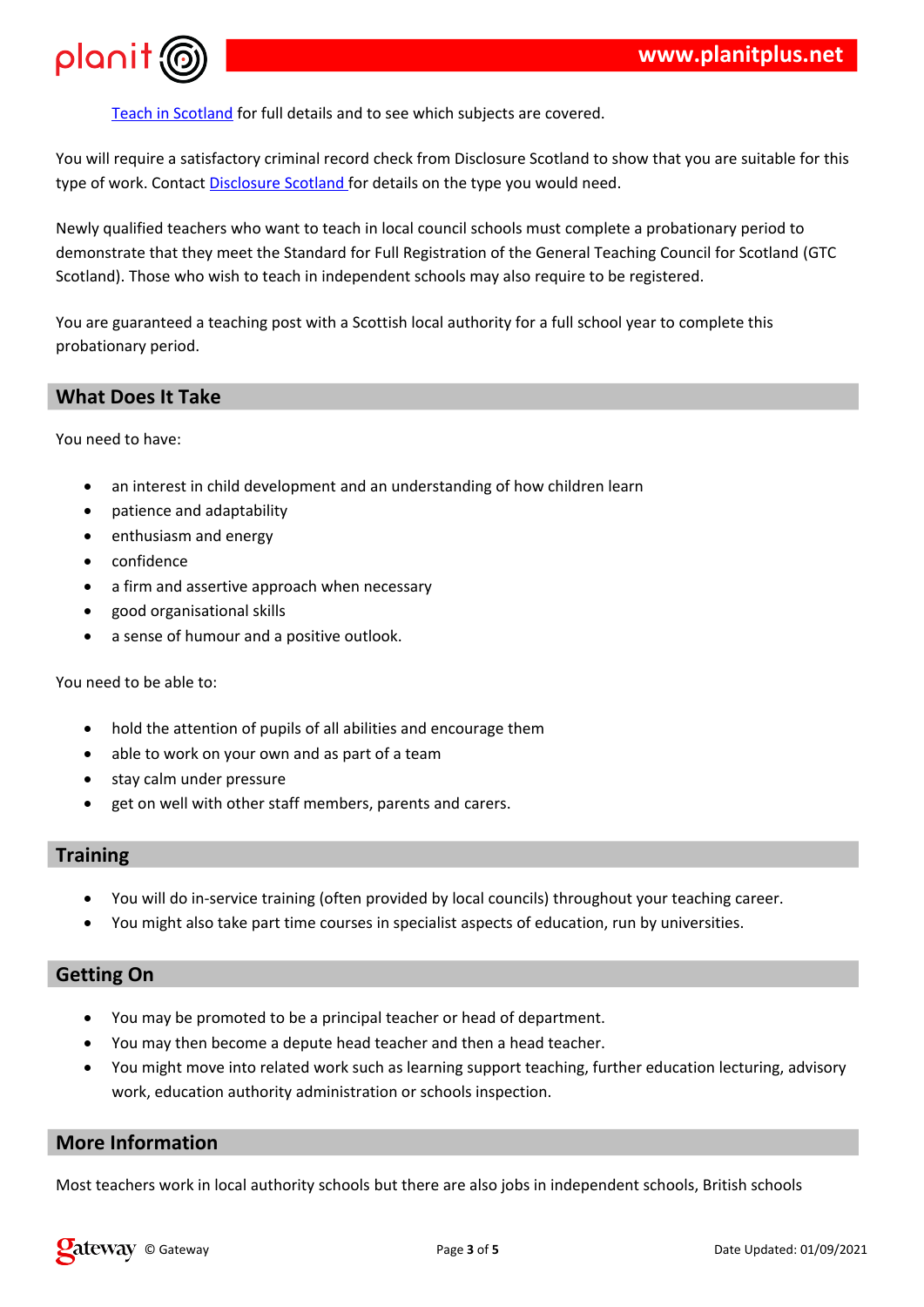[Teach in Scotland](#) for full details and to see which subjects are covered.

You will require a satisfactory criminal record check from Disclosure Scotland to show that you are suitable for this type of work. Contact [Disclosure Scotland](#) for details on the type you would need.

Newly qualified teachers who want to teach in local council schools must complete a probationary period to demonstrate that they meet the Standard for Full Registration of the General Teaching Council for Scotland (GTC Scotland). Those who wish to teach in independent schools may also require to be registered.

You are guaranteed a teaching post with a Scottish local authority for a full school year to complete this probationary period.

## What Does It Take

You need to have:

- an interest in child development and an understanding of how children learn
- patience and adaptability
- enthusiasm and energy
- confidence
- a firm and assertive approach when necessary
- good organisational skills
- a sense of humour and a positive outlook.

You need to be able to:

- hold the attention of pupils of all abilities and encourage them
- able to work on your own and as part of a team
- stay calm under pressure
- get on well with other staff members, parents and carers.

## Training

- You will do in-service training (often provided by local councils) throughout your teaching career.
- You might also take part time courses in specialist aspects of education, run by universities.

## Getting On

- You may be promoted to be a principal teacher or head of department.
- You may then become a depute head teacher and then a head teacher.
- You might move into related work such as learning support teaching, further education lecturing, advisory work, education authority administration or schools inspection.

## More Information

Most teachers work in local authority schools but there are also jobs in independent schools, British schools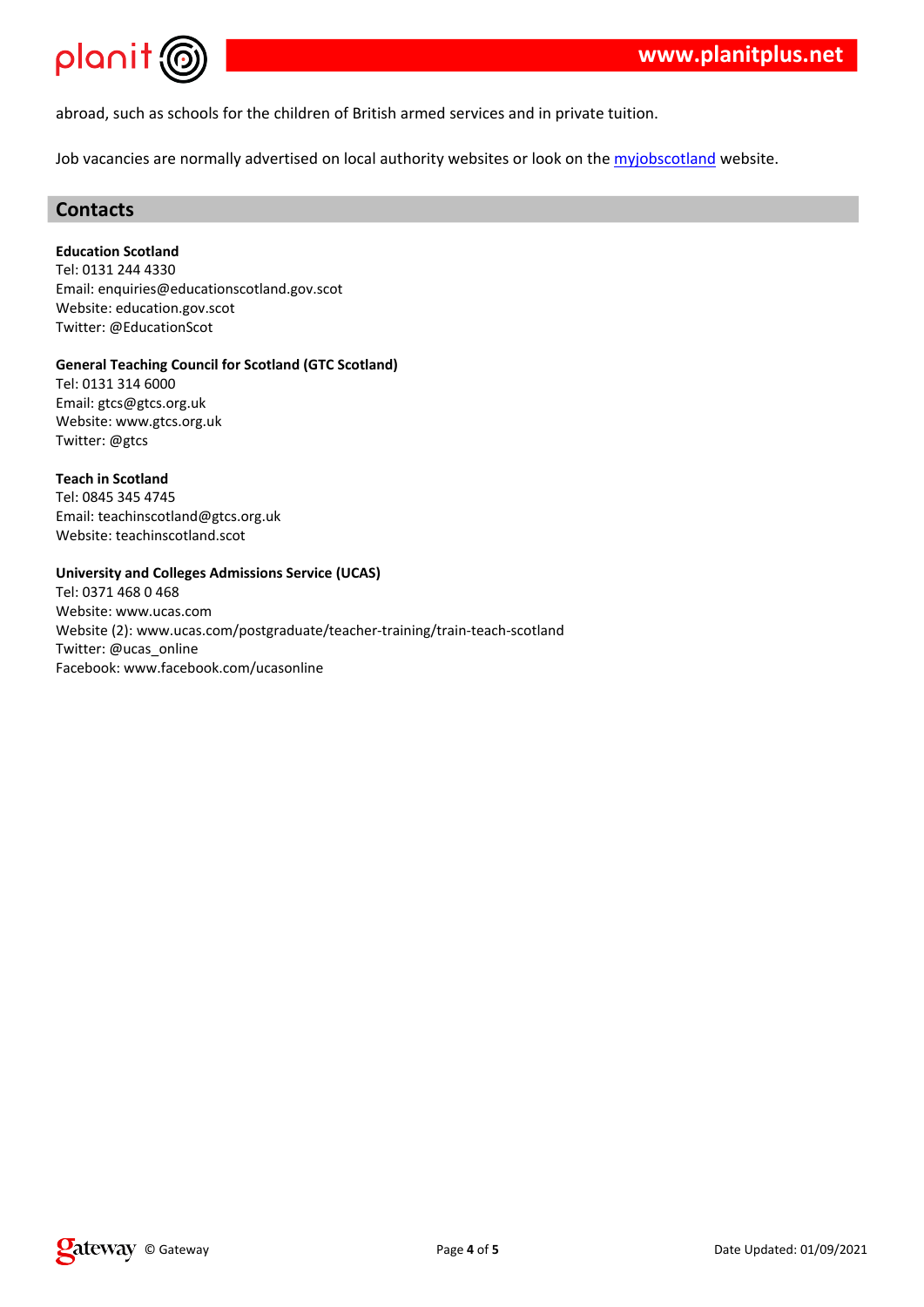abroad, such as schools for the children of British armed services and in private tuition.

Job vacancies are normally advertised on local authority websites or look on the myjobscotland website.

## Contacts

**Education Scotland**
Tel: 0131 244 4330
Email: enquiries@educationscotland.gov.scot
Website: education.gov.scot
Twitter: @EducationScot

**General Teaching Council for Scotland (GTC Scotland)**
Tel: 0131 314 6000
Email: gtcs@gtcs.org.uk
Website: www.gtcs.org.uk
Twitter: @gtcs

**Teach in Scotland**
Tel: 0845 345 4745
Email: teachinscotland@gtcs.org.uk
Website: teachinscotland.scot

**University and Colleges Admissions Service (UCAS)**
Tel: 0371 468 0 468
Website: www.ucas.com
Website (2): www.ucas.com/postgraduate/teacher-training/train-teach-scotland
Twitter: @ucas_online
Facebook: www.facebook.com/ucasonline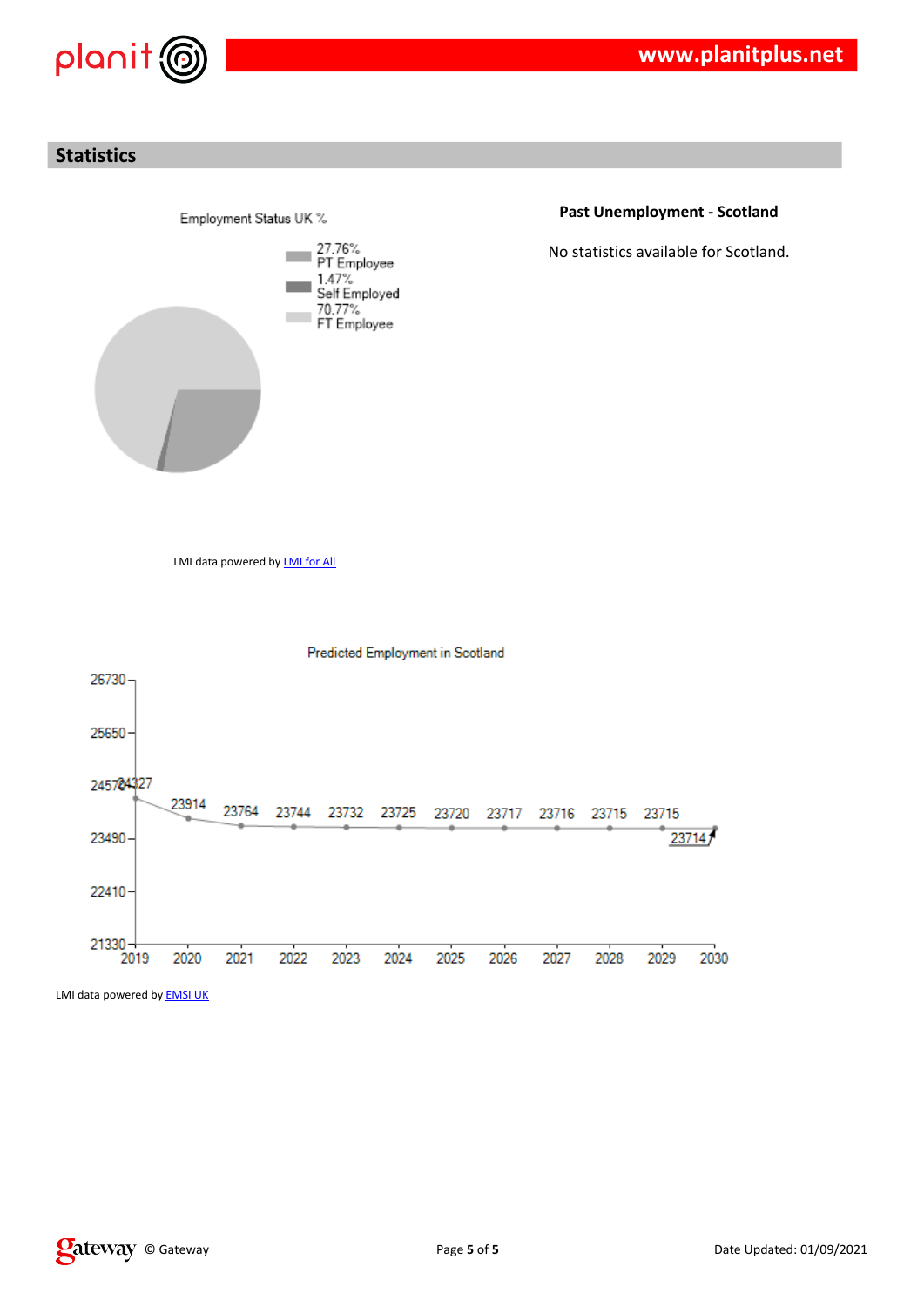## Statistics

Employment Status UK %

27.76%
PT Employee
1.47%
Self Employed
70.77%
FT Employee

LMI data powered by [LMI for All]

**Past Unemployment - Scotland**

No statistics available for Scotland.

Predicted Employment in Scotland

26730
25650
24570
23490
22410
21330

2019 2020 2021 2022 2023 2024 2025 2026 2027 2028 2029 2030

24327 23914 23764 23744 23732 23725 23720 23717 23716 23715 23715 23714

LMI data powered by [EMSI UK]

© Gateway

Date Updated: 01/09/2021